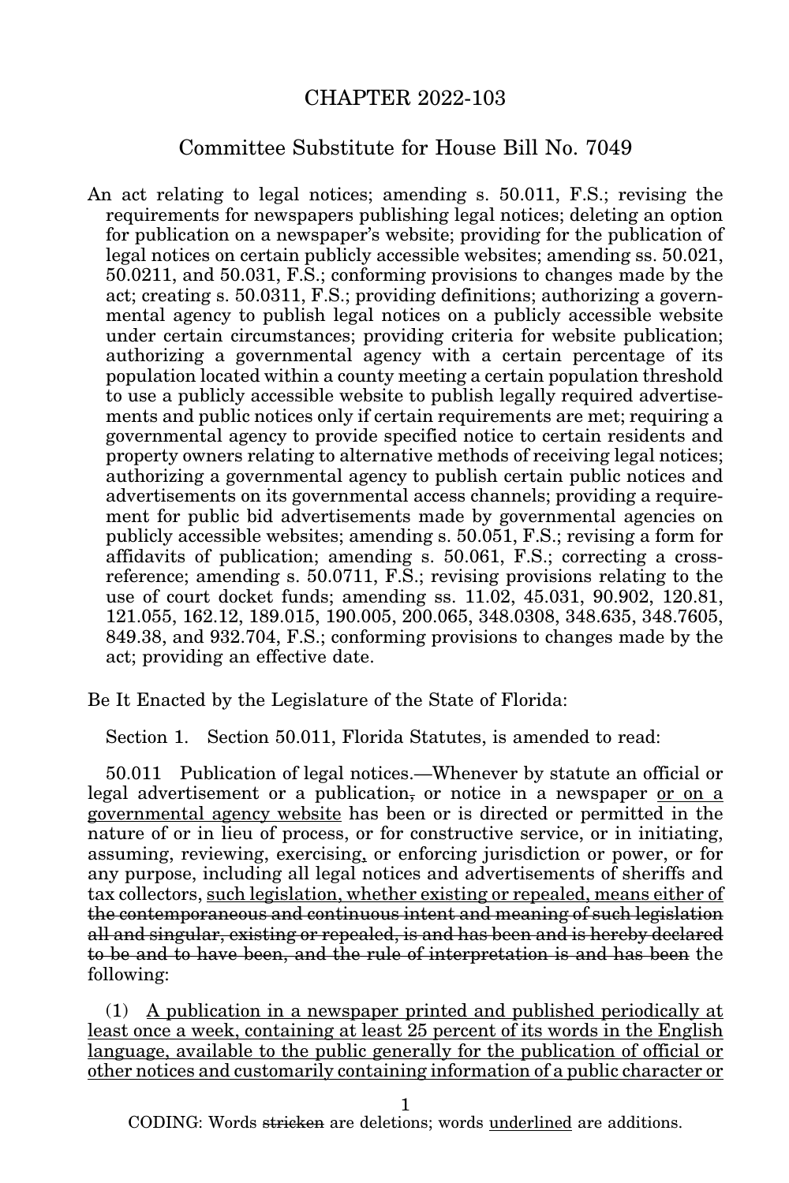# CHAPTER 2022-103

## Committee Substitute for House Bill No. 7049

An act relating to legal notices; amending s. 50.011, F.S.; revising the requirements for newspapers publishing legal notices; deleting an option for publication on a newspaper's website; providing for the publication of legal notices on certain publicly accessible websites; amending ss. 50.021, 50.0211, and 50.031, F.S.; conforming provisions to changes made by the act; creating s. 50.0311, F.S.; providing definitions; authorizing a governmental agency to publish legal notices on a publicly accessible website under certain circumstances; providing criteria for website publication; authorizing a governmental agency with a certain percentage of its population located within a county meeting a certain population threshold to use a publicly accessible website to publish legally required advertisements and public notices only if certain requirements are met; requiring a governmental agency to provide specified notice to certain residents and property owners relating to alternative methods of receiving legal notices; authorizing a governmental agency to publish certain public notices and advertisements on its governmental access channels; providing a requirement for public bid advertisements made by governmental agencies on publicly accessible websites; amending s. 50.051, F.S.; revising a form for affidavits of publication; amending s. 50.061, F.S.; correcting a cross-reference; amending s. 50.0711, F.S.; revising provisions relating to the use of court docket funds; amending ss. 11.02, 45.031, 90.902, 120.81, 121.055, 162.12, 189.015, 190.005, 200.065, 348.0308, 348.635, 348.7605, 849.38, and 932.704, F.S.; conforming provisions to changes made by the act; providing an effective date.

Be It Enacted by the Legislature of the State of Florida:

Section 1. Section 50.011, Florida Statutes, is amended to read:

50.011 Publication of legal notices.—Whenever by statute an official or legal advertisement or a publication~~,~~ or notice in a newspaper <u>or on a governmental agency website</u> has been or is directed or permitted in the nature of or in lieu of process, or for constructive service, or in initiating, assuming, reviewing, exercising<u>,</u> or enforcing jurisdiction or power, or for any purpose, including all legal notices and advertisements of sheriffs and tax collectors, <u>such legislation, whether existing or repealed, means either of</u> ~~the contemporaneous and continuous intent and meaning of such legislation all and singular, existing or repealed, is and has been and is hereby declared to be and to have been, and the rule of interpretation is and has been~~ the following:

(1) <u>A publication in a newspaper printed and published periodically at least once a week, containing at least 25 percent of its words in the English language, available to the public generally for the publication of official or other notices and customarily containing information of a public character or</u>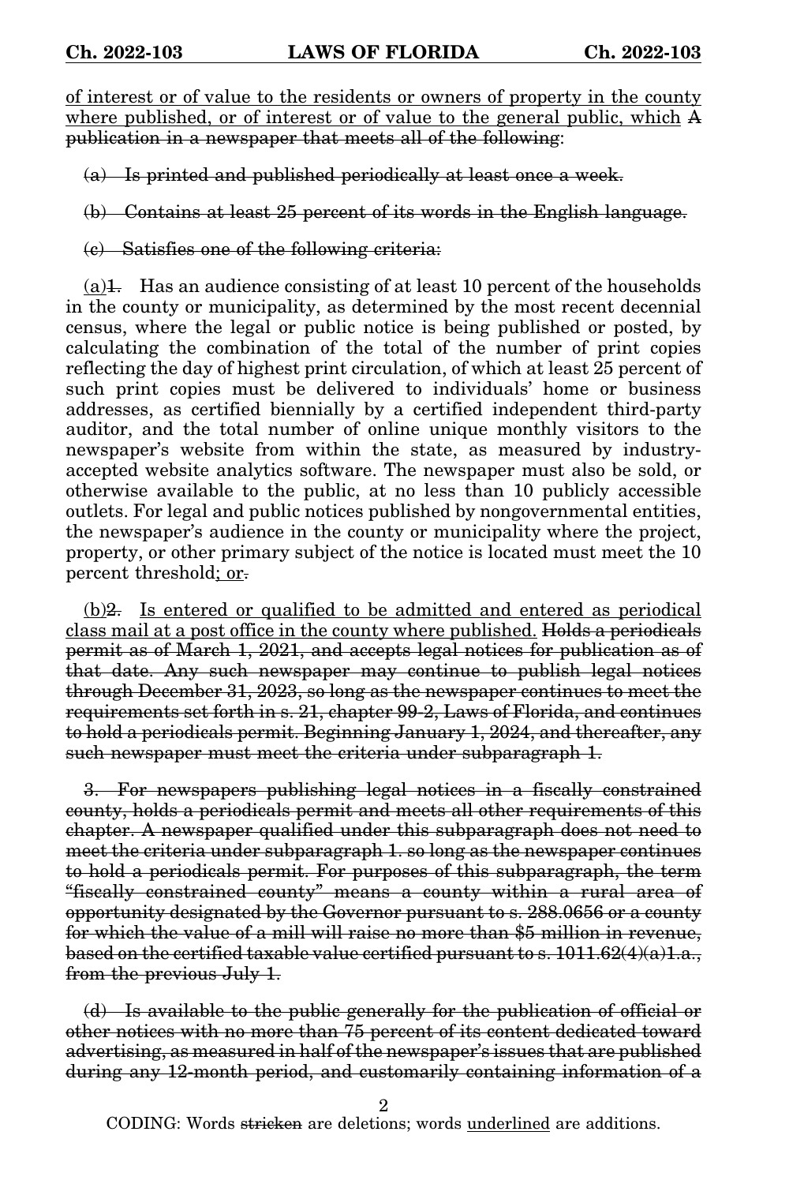<u>of interest or of value to the residents or owners of property in the county where published, or of interest or of value to the general public, which</u> ~~A publication in a newspaper that meets all of the following~~:

~~(a) Is printed and published periodically at least once a week.~~

~~(b) Contains at least 25 percent of its words in the English language.~~

~~(c) Satisfies one of the following criteria:~~

<u>(a)</u>~~1.~~ Has an audience consisting of at least 10 percent of the households in the county or municipality, as determined by the most recent decennial census, where the legal or public notice is being published or posted, by calculating the combination of the total of the number of print copies reflecting the day of highest print circulation, of which at least 25 percent of such print copies must be delivered to individuals' home or business addresses, as certified biennially by a certified independent third-party auditor, and the total number of online unique monthly visitors to the newspaper's website from within the state, as measured by industry-accepted website analytics software. The newspaper must also be sold, or otherwise available to the public, at no less than 10 publicly accessible outlets. For legal and public notices published by nongovernmental entities, the newspaper's audience in the county or municipality where the project, property, or other primary subject of the notice is located must meet the 10 percent threshold<u>; or</u>~~.~~

<u>(b)</u>~~2.~~ <u>Is entered or qualified to be admitted and entered as periodical class mail at a post office in the county where published.</u> ~~Holds a periodicals permit as of March 1, 2021, and accepts legal notices for publication as of that date. Any such newspaper may continue to publish legal notices through December 31, 2023, so long as the newspaper continues to meet the requirements set forth in s. 21, chapter 99-2, Laws of Florida, and continues to hold a periodicals permit. Beginning January 1, 2024, and thereafter, any such newspaper must meet the criteria under subparagraph 1.~~

~~3. For newspapers publishing legal notices in a fiscally constrained county, holds a periodicals permit and meets all other requirements of this chapter. A newspaper qualified under this subparagraph does not need to meet the criteria under subparagraph 1. so long as the newspaper continues to hold a periodicals permit. For purposes of this subparagraph, the term "fiscally constrained county" means a county within a rural area of opportunity designated by the Governor pursuant to s. 288.0656 or a county for which the value of a mill will raise no more than $5 million in revenue, based on the certified taxable value certified pursuant to s. 1011.62(4)(a)1.a., from the previous July 1.~~

~~(d) Is available to the public generally for the publication of official or other notices with no more than 75 percent of its content dedicated toward advertising, as measured in half of the newspaper's issues that are published during any 12-month period, and customarily containing information of a~~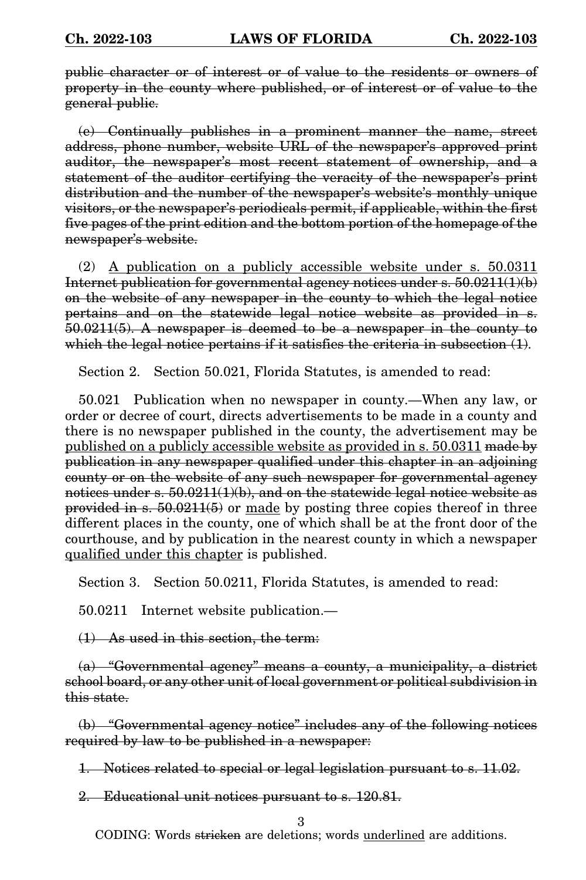~~public character or of interest or of value to the residents or owners of property in the county where published, or of interest or of value to the general public.~~

~~(e) Continually publishes in a prominent manner the name, street address, phone number, website URL of the newspaper's approved print auditor, the newspaper's most recent statement of ownership, and a statement of the auditor certifying the veracity of the newspaper's print distribution and the number of the newspaper's website's monthly unique visitors, or the newspaper's periodicals permit, if applicable, within the first five pages of the print edition and the bottom portion of the homepage of the newspaper's website.~~

(2) <u>A publication on a publicly accessible website under s. 50.0311</u> ~~Internet publication for governmental agency notices under s. 50.0211(1)(b) on the website of any newspaper in the county to which the legal notice pertains and on the statewide legal notice website as provided in s. 50.0211(5). A newspaper is deemed to be a newspaper in the county to which the legal notice pertains if it satisfies the criteria in subsection (1)~~.

Section 2. Section 50.021, Florida Statutes, is amended to read:

50.021 Publication when no newspaper in county.—When any law, or order or decree of court, directs advertisements to be made in a county and there is no newspaper published in the county, the advertisement may be <u>published on a publicly accessible website as provided in s. 50.0311</u> ~~made by publication in any newspaper qualified under this chapter in an adjoining county or on the website of any such newspaper for governmental agency notices under s. 50.0211(1)(b), and on the statewide legal notice website as provided in s. 50.0211(5)~~ or <u>made</u> by posting three copies thereof in three different places in the county, one of which shall be at the front door of the courthouse, and by publication in the nearest county in which a newspaper <u>qualified under this chapter</u> is published.

Section 3. Section 50.0211, Florida Statutes, is amended to read:

50.0211 Internet website publication.—

~~(1) As used in this section, the term:~~

~~(a) "Governmental agency" means a county, a municipality, a district school board, or any other unit of local government or political subdivision in this state.~~

~~(b) "Governmental agency notice" includes any of the following notices required by law to be published in a newspaper:~~

~~1. Notices related to special or legal legislation pursuant to s. 11.02.~~

~~2. Educational unit notices pursuant to s. 120.81.~~

CODING: Words ~~stricken~~ are deletions; words <u>underlined</u> are additions.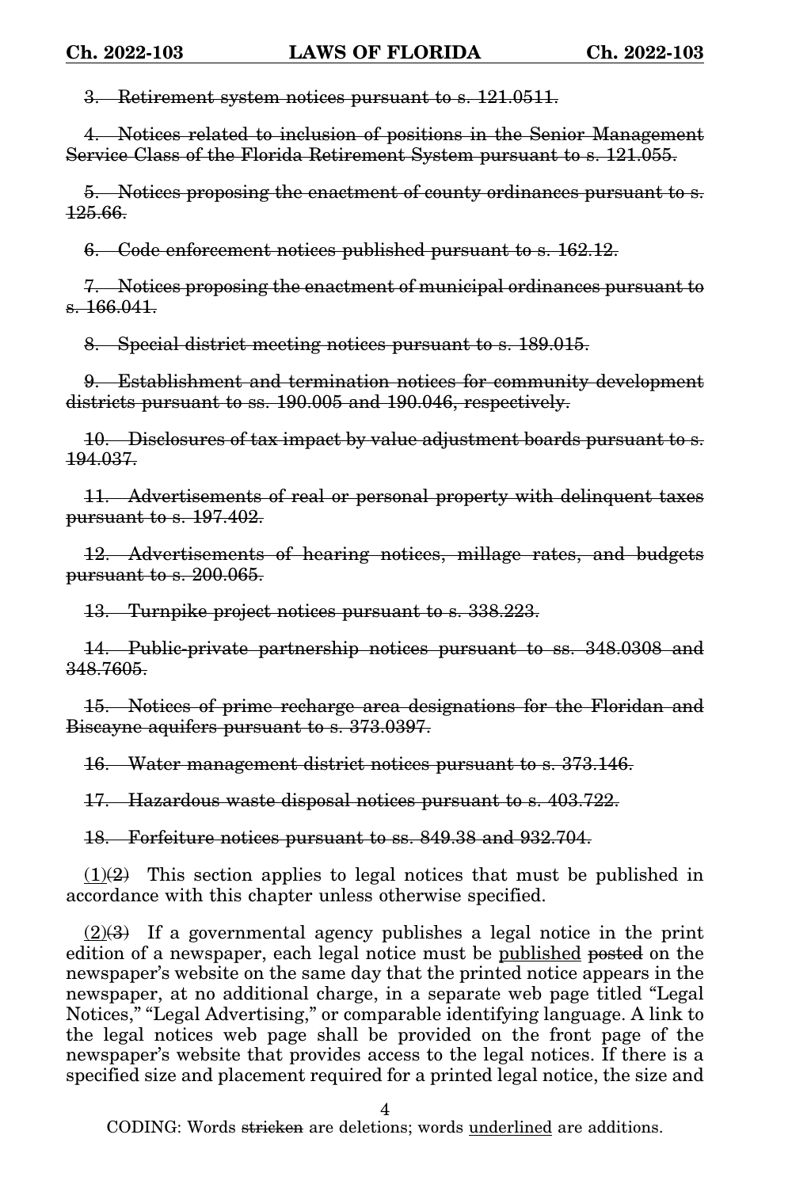~~3. Retirement system notices pursuant to s. 121.0511.~~

~~4. Notices related to inclusion of positions in the Senior Management Service Class of the Florida Retirement System pursuant to s. 121.055.~~

~~5. Notices proposing the enactment of county ordinances pursuant to s. 125.66.~~

~~6. Code enforcement notices published pursuant to s. 162.12.~~

~~7. Notices proposing the enactment of municipal ordinances pursuant to s. 166.041.~~

~~8. Special district meeting notices pursuant to s. 189.015.~~

~~9. Establishment and termination notices for community development districts pursuant to ss. 190.005 and 190.046, respectively.~~

~~10. Disclosures of tax impact by value adjustment boards pursuant to s. 194.037.~~

~~11. Advertisements of real or personal property with delinquent taxes pursuant to s. 197.402.~~

~~12. Advertisements of hearing notices, millage rates, and budgets pursuant to s. 200.065.~~

~~13. Turnpike project notices pursuant to s. 338.223.~~

~~14. Public-private partnership notices pursuant to ss. 348.0308 and 348.7605.~~

~~15. Notices of prime recharge area designations for the Floridan and Biscayne aquifers pursuant to s. 373.0397.~~

~~16. Water management district notices pursuant to s. 373.146.~~

~~17. Hazardous waste disposal notices pursuant to s. 403.722.~~

~~18. Forfeiture notices pursuant to ss. 849.38 and 932.704.~~

<u>(1)</u>~~(2)~~ This section applies to legal notices that must be published in accordance with this chapter unless otherwise specified.

<u>(2)</u>~~(3)~~ If a governmental agency publishes a legal notice in the print edition of a newspaper, each legal notice must be <u>published</u> ~~posted~~ on the newspaper's website on the same day that the printed notice appears in the newspaper, at no additional charge, in a separate web page titled "Legal Notices," "Legal Advertising," or comparable identifying language. A link to the legal notices web page shall be provided on the front page of the newspaper's website that provides access to the legal notices. If there is a specified size and placement required for a printed legal notice, the size and

CODING: Words ~~stricken~~ are deletions; words <u>underlined</u> are additions.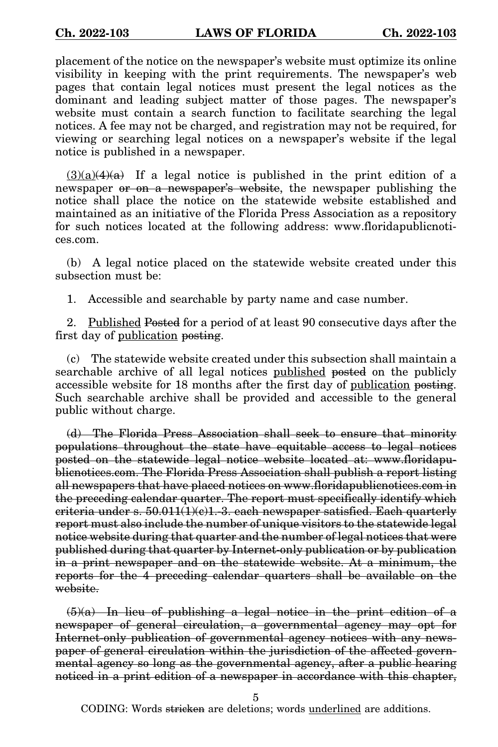placement of the notice on the newspaper's website must optimize its online visibility in keeping with the print requirements. The newspaper's web pages that contain legal notices must present the legal notices as the dominant and leading subject matter of those pages. The newspaper's website must contain a search function to facilitate searching the legal notices. A fee may not be charged, and registration may not be required, for viewing or searching legal notices on a newspaper's website if the legal notice is published in a newspaper.

<u>(3)(a)</u>~~(4)(a)~~ If a legal notice is published in the print edition of a newspaper ~~or on a newspaper's website~~, the newspaper publishing the notice shall place the notice on the statewide website established and maintained as an initiative of the Florida Press Association as a repository for such notices located at the following address: www.floridapublicnotices.com.

(b) A legal notice placed on the statewide website created under this subsection must be:

1. Accessible and searchable by party name and case number.

2. <u>Published</u> ~~Posted~~ for a period of at least 90 consecutive days after the first day of <u>publication</u> ~~posting~~.

(c) The statewide website created under this subsection shall maintain a searchable archive of all legal notices <u>published</u> ~~posted~~ on the publicly accessible website for 18 months after the first day of <u>publication</u> ~~posting~~. Such searchable archive shall be provided and accessible to the general public without charge.

~~(d) The Florida Press Association shall seek to ensure that minority populations throughout the state have equitable access to legal notices posted on the statewide legal notice website located at: www.floridapublicnotices.com. The Florida Press Association shall publish a report listing all newspapers that have placed notices on www.floridapublicnotices.com in the preceding calendar quarter. The report must specifically identify which criteria under s. 50.011(1)(c)1.-3. each newspaper satisfied. Each quarterly report must also include the number of unique visitors to the statewide legal notice website during that quarter and the number of legal notices that were published during that quarter by Internet-only publication or by publication in a print newspaper and on the statewide website. At a minimum, the reports for the 4 preceding calendar quarters shall be available on the website.~~

~~(5)(a) In lieu of publishing a legal notice in the print edition of a newspaper of general circulation, a governmental agency may opt for Internet-only publication of governmental agency notices with any newspaper of general circulation within the jurisdiction of the affected governmental agency so long as the governmental agency, after a public hearing noticed in a print edition of a newspaper in accordance with this chapter,~~

CODING: Words ~~stricken~~ are deletions; words <u>underlined</u> are additions.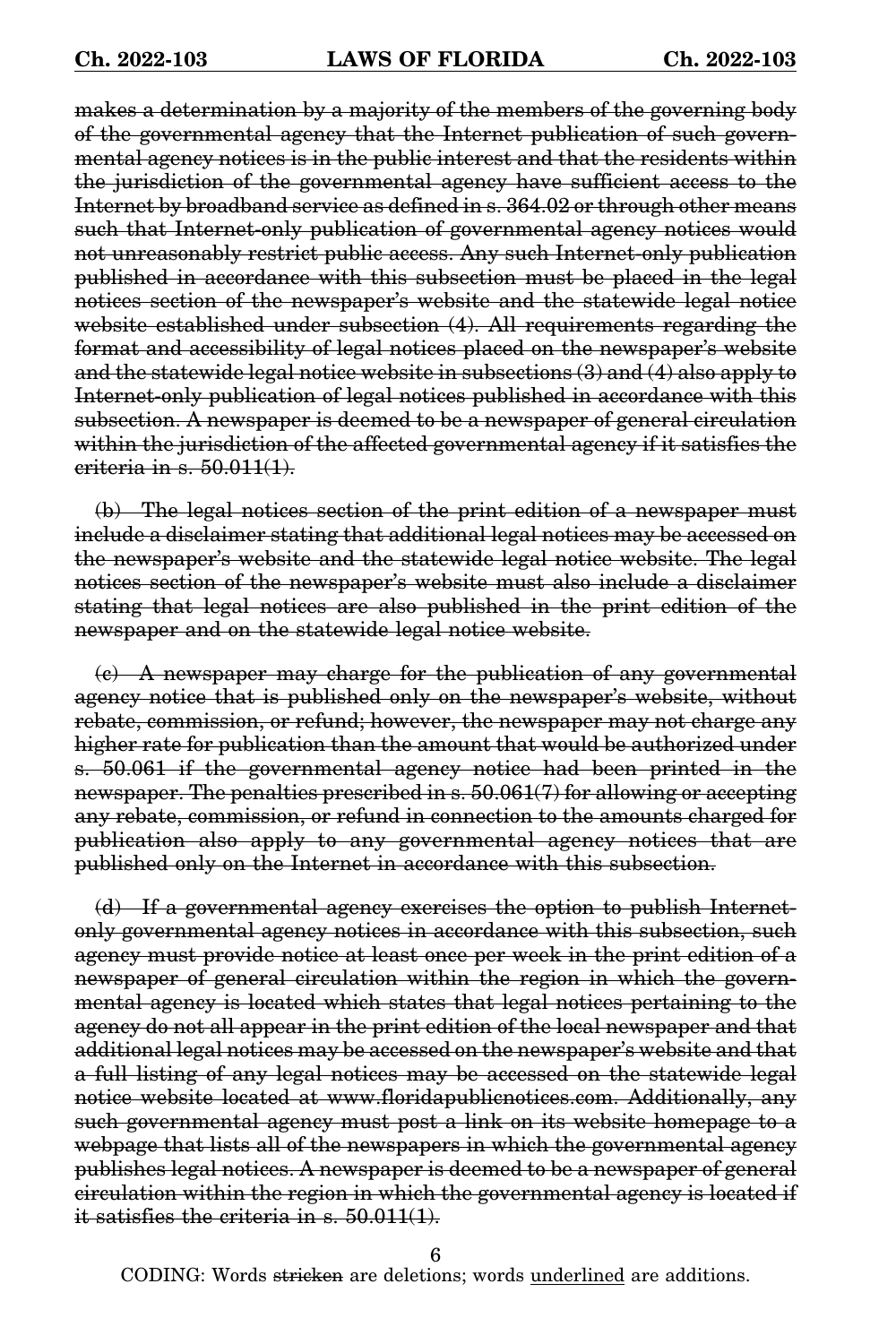~~makes a determination by a majority of the members of the governing body of the governmental agency that the Internet publication of such governmental agency notices is in the public interest and that the residents within the jurisdiction of the governmental agency have sufficient access to the Internet by broadband service as defined in s. 364.02 or through other means such that Internet-only publication of governmental agency notices would not unreasonably restrict public access. Any such Internet-only publication published in accordance with this subsection must be placed in the legal notices section of the newspaper's website and the statewide legal notice website established under subsection (4). All requirements regarding the format and accessibility of legal notices placed on the newspaper's website and the statewide legal notice website in subsections (3) and (4) also apply to Internet-only publication of legal notices published in accordance with this subsection. A newspaper is deemed to be a newspaper of general circulation within the jurisdiction of the affected governmental agency if it satisfies the criteria in s. 50.011(1).~~

~~(b) The legal notices section of the print edition of a newspaper must include a disclaimer stating that additional legal notices may be accessed on the newspaper's website and the statewide legal notice website. The legal notices section of the newspaper's website must also include a disclaimer stating that legal notices are also published in the print edition of the newspaper and on the statewide legal notice website.~~

~~(c) A newspaper may charge for the publication of any governmental agency notice that is published only on the newspaper's website, without rebate, commission, or refund; however, the newspaper may not charge any higher rate for publication than the amount that would be authorized under s. 50.061 if the governmental agency notice had been printed in the newspaper. The penalties prescribed in s. 50.061(7) for allowing or accepting any rebate, commission, or refund in connection to the amounts charged for publication also apply to any governmental agency notices that are published only on the Internet in accordance with this subsection.~~

~~(d) If a governmental agency exercises the option to publish Internet-only governmental agency notices in accordance with this subsection, such agency must provide notice at least once per week in the print edition of a newspaper of general circulation within the region in which the governmental agency is located which states that legal notices pertaining to the agency do not all appear in the print edition of the local newspaper and that additional legal notices may be accessed on the newspaper's website and that a full listing of any legal notices may be accessed on the statewide legal notice website located at www.floridapublicnotices.com. Additionally, any such governmental agency must post a link on its website homepage to a webpage that lists all of the newspapers in which the governmental agency publishes legal notices. A newspaper is deemed to be a newspaper of general circulation within the region in which the governmental agency is located if it satisfies the criteria in s. 50.011(1).~~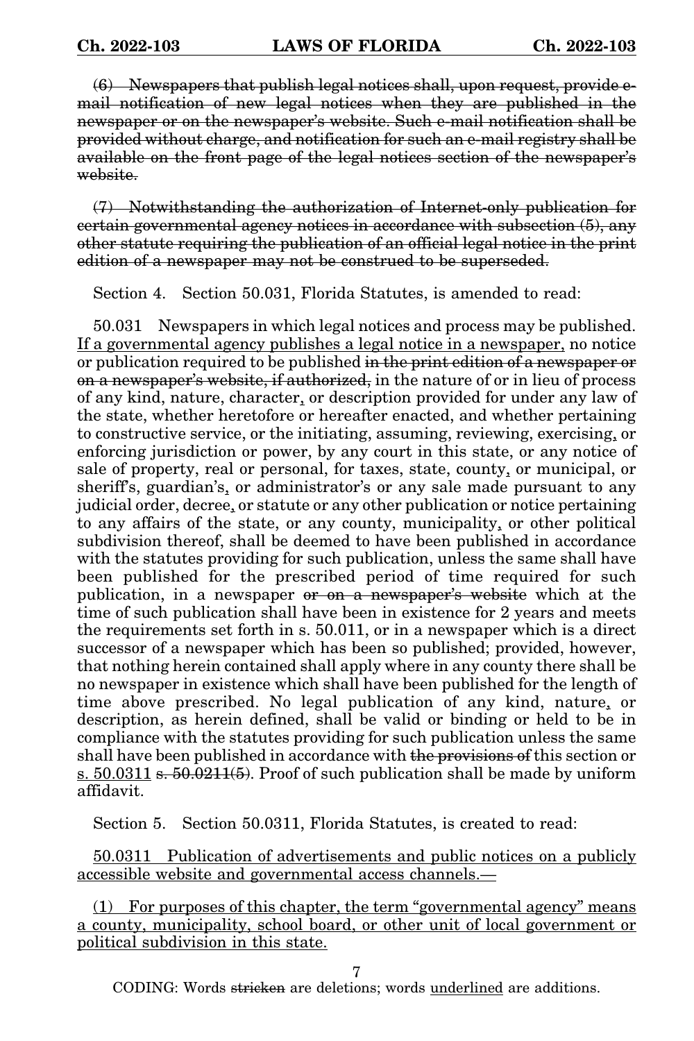~~(6) Newspapers that publish legal notices shall, upon request, provide e-mail notification of new legal notices when they are published in the newspaper or on the newspaper's website. Such e-mail notification shall be provided without charge, and notification for such an e-mail registry shall be available on the front page of the legal notices section of the newspaper's website.~~

~~(7) Notwithstanding the authorization of Internet-only publication for certain governmental agency notices in accordance with subsection (5), any other statute requiring the publication of an official legal notice in the print edition of a newspaper may not be construed to be superseded.~~

Section 4. Section 50.031, Florida Statutes, is amended to read:

50.031 Newspapers in which legal notices and process may be published. <u>If a governmental agency publishes a legal notice in a newspaper,</u> no notice or publication required to be published ~~in the print edition of a newspaper or on a newspaper's website, if authorized,~~ in the nature of or in lieu of process of any kind, nature, character<u>,</u> or description provided for under any law of the state, whether heretofore or hereafter enacted, and whether pertaining to constructive service, or the initiating, assuming, reviewing, exercising<u>,</u> or enforcing jurisdiction or power, by any court in this state, or any notice of sale of property, real or personal, for taxes, state, county<u>,</u> or municipal, or sheriff's, guardian's<u>,</u> or administrator's or any sale made pursuant to any judicial order, decree<u>,</u> or statute or any other publication or notice pertaining to any affairs of the state, or any county, municipality<u>,</u> or other political subdivision thereof, shall be deemed to have been published in accordance with the statutes providing for such publication, unless the same shall have been published for the prescribed period of time required for such publication, in a newspaper ~~or on a newspaper's website~~ which at the time of such publication shall have been in existence for 2 years and meets the requirements set forth in s. 50.011, or in a newspaper which is a direct successor of a newspaper which has been so published; provided, however, that nothing herein contained shall apply where in any county there shall be no newspaper in existence which shall have been published for the length of time above prescribed. No legal publication of any kind, nature<u>,</u> or description, as herein defined, shall be valid or binding or held to be in compliance with the statutes providing for such publication unless the same shall have been published in accordance with ~~the provisions of~~ this section or <u>s. 50.0311</u> ~~s. 50.0211(5)~~. Proof of such publication shall be made by uniform affidavit.

Section 5. Section 50.0311, Florida Statutes, is created to read:

<u>50.0311 Publication of advertisements and public notices on a publicly accessible website and governmental access channels.—</u>

<u>(1) For purposes of this chapter, the term "governmental agency" means a county, municipality, school board, or other unit of local government or political subdivision in this state.</u>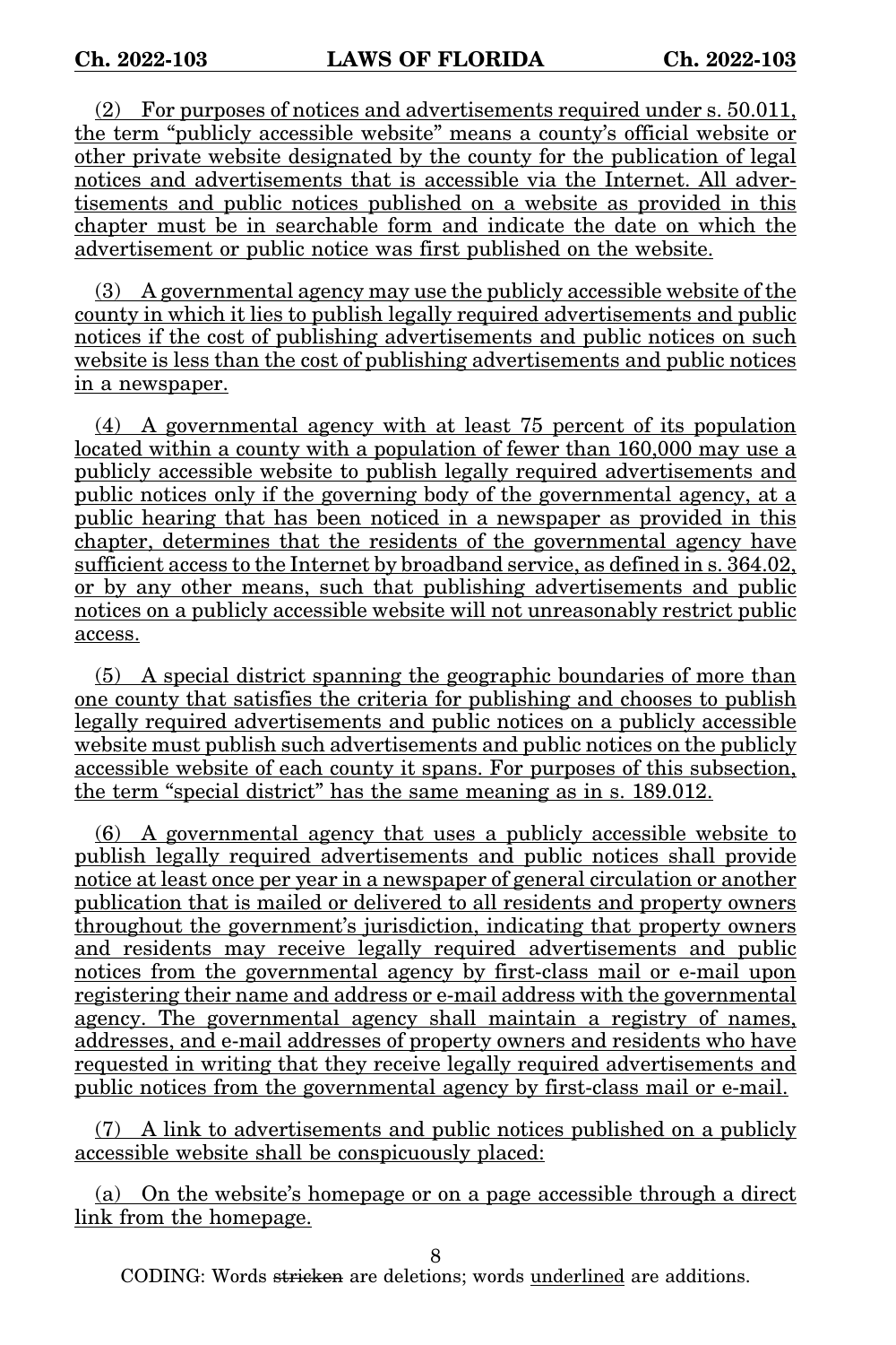(2) For purposes of notices and advertisements required under s. 50.011, the term "publicly accessible website" means a county's official website or other private website designated by the county for the publication of legal notices and advertisements that is accessible via the Internet. All advertisements and public notices published on a website as provided in this chapter must be in searchable form and indicate the date on which the advertisement or public notice was first published on the website.

(3) A governmental agency may use the publicly accessible website of the county in which it lies to publish legally required advertisements and public notices if the cost of publishing advertisements and public notices on such website is less than the cost of publishing advertisements and public notices in a newspaper.

(4) A governmental agency with at least 75 percent of its population located within a county with a population of fewer than 160,000 may use a publicly accessible website to publish legally required advertisements and public notices only if the governing body of the governmental agency, at a public hearing that has been noticed in a newspaper as provided in this chapter, determines that the residents of the governmental agency have sufficient access to the Internet by broadband service, as defined in s. 364.02, or by any other means, such that publishing advertisements and public notices on a publicly accessible website will not unreasonably restrict public access.

(5) A special district spanning the geographic boundaries of more than one county that satisfies the criteria for publishing and chooses to publish legally required advertisements and public notices on a publicly accessible website must publish such advertisements and public notices on the publicly accessible website of each county it spans. For purposes of this subsection, the term "special district" has the same meaning as in s. 189.012.

(6) A governmental agency that uses a publicly accessible website to publish legally required advertisements and public notices shall provide notice at least once per year in a newspaper of general circulation or another publication that is mailed or delivered to all residents and property owners throughout the government's jurisdiction, indicating that property owners and residents may receive legally required advertisements and public notices from the governmental agency by first-class mail or e-mail upon registering their name and address or e-mail address with the governmental agency. The governmental agency shall maintain a registry of names, addresses, and e-mail addresses of property owners and residents who have requested in writing that they receive legally required advertisements and public notices from the governmental agency by first-class mail or e-mail.

(7) A link to advertisements and public notices published on a publicly accessible website shall be conspicuously placed:

(a) On the website's homepage or on a page accessible through a direct link from the homepage.

CODING: Words ~~stricken~~ are deletions; words underlined are additions.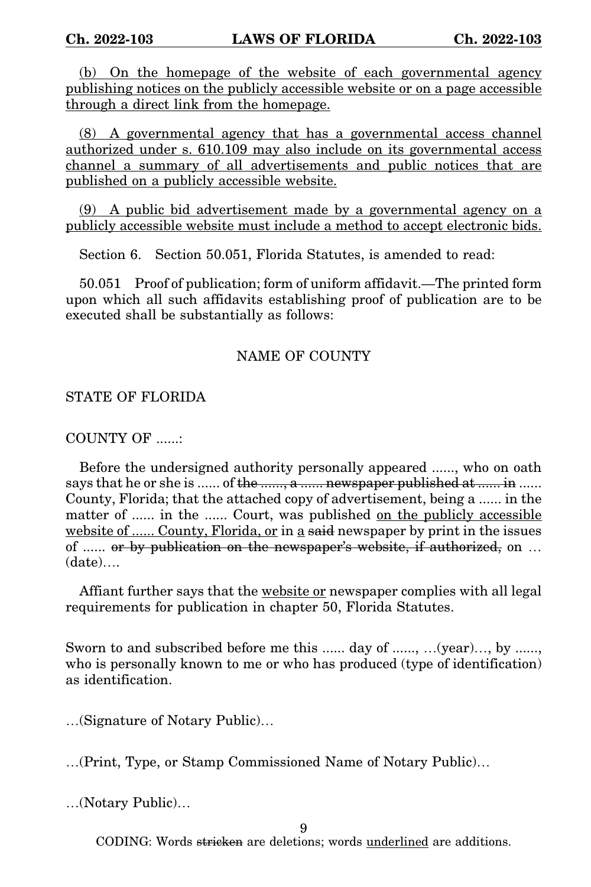(b) On the homepage of the website of each governmental agency publishing notices on the publicly accessible website or on a page accessible through a direct link from the homepage.

(8) A governmental agency that has a governmental access channel authorized under s. 610.109 may also include on its governmental access channel a summary of all advertisements and public notices that are published on a publicly accessible website.

(9) A public bid advertisement made by a governmental agency on a publicly accessible website must include a method to accept electronic bids.

Section 6. Section 50.051, Florida Statutes, is amended to read:

50.051 Proof of publication; form of uniform affidavit.—The printed form upon which all such affidavits establishing proof of publication are to be executed shall be substantially as follows:

NAME OF COUNTY

STATE OF FLORIDA

COUNTY OF ......:

Before the undersigned authority personally appeared ......, who on oath says that he or she is ...... of ~~the ......, a ...... newspaper published at ...... in~~ ...... County, Florida; that the attached copy of advertisement, being a ...... in the matter of ...... in the ...... Court, was published on the publicly accessible website of ...... County, Florida, or in a ~~said~~ newspaper by print in the issues of ...... ~~or by publication on the newspaper's website, if authorized,~~ on …(date)….

Affiant further says that the website or newspaper complies with all legal requirements for publication in chapter 50, Florida Statutes.

Sworn to and subscribed before me this ...... day of ......, …(year)…, by ......, who is personally known to me or who has produced (type of identification) as identification.

…(Signature of Notary Public)…

…(Print, Type, or Stamp Commissioned Name of Notary Public)…

…(Notary Public)…

CODING: Words ~~stricken~~ are deletions; words underlined are additions.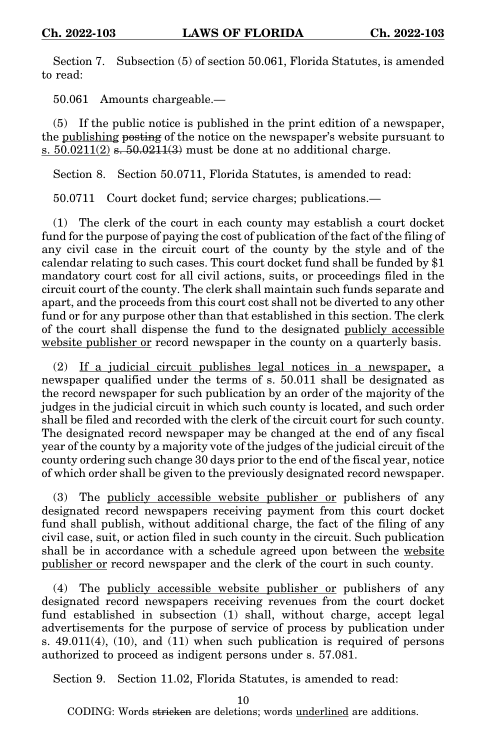Section 7. Subsection (5) of section 50.061, Florida Statutes, is amended to read:

50.061 Amounts chargeable.—

(5) If the public notice is published in the print edition of a newspaper, the <u>publishing</u> ~~posting~~ of the notice on the newspaper's website pursuant to <u>s. 50.0211(2)</u> ~~s. 50.0211(3)~~ must be done at no additional charge.

Section 8. Section 50.0711, Florida Statutes, is amended to read:

50.0711 Court docket fund; service charges; publications.—

(1) The clerk of the court in each county may establish a court docket fund for the purpose of paying the cost of publication of the fact of the filing of any civil case in the circuit court of the county by the style and of the calendar relating to such cases. This court docket fund shall be funded by $1 mandatory court cost for all civil actions, suits, or proceedings filed in the circuit court of the county. The clerk shall maintain such funds separate and apart, and the proceeds from this court cost shall not be diverted to any other fund or for any purpose other than that established in this section. The clerk of the court shall dispense the fund to the designated <u>publicly accessible website publisher or</u> record newspaper in the county on a quarterly basis.

(2) <u>If a judicial circuit publishes legal notices in a newspaper,</u> a newspaper qualified under the terms of s. 50.011 shall be designated as the record newspaper for such publication by an order of the majority of the judges in the judicial circuit in which such county is located, and such order shall be filed and recorded with the clerk of the circuit court for such county. The designated record newspaper may be changed at the end of any fiscal year of the county by a majority vote of the judges of the judicial circuit of the county ordering such change 30 days prior to the end of the fiscal year, notice of which order shall be given to the previously designated record newspaper.

(3) The <u>publicly accessible website publisher or</u> publishers of any designated record newspapers receiving payment from this court docket fund shall publish, without additional charge, the fact of the filing of any civil case, suit, or action filed in such county in the circuit. Such publication shall be in accordance with a schedule agreed upon between the <u>website publisher or</u> record newspaper and the clerk of the court in such county.

(4) The <u>publicly accessible website publisher or</u> publishers of any designated record newspapers receiving revenues from the court docket fund established in subsection (1) shall, without charge, accept legal advertisements for the purpose of service of process by publication under s. 49.011(4), (10), and (11) when such publication is required of persons authorized to proceed as indigent persons under s. 57.081.

Section 9. Section 11.02, Florida Statutes, is amended to read: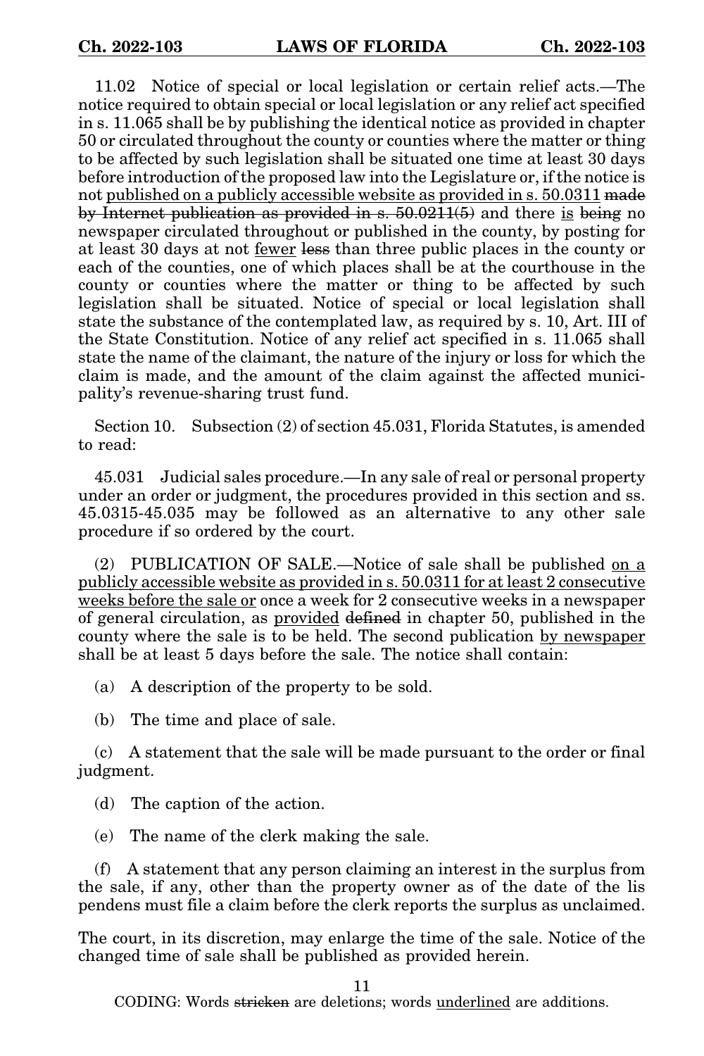11.02 Notice of special or local legislation or certain relief acts.—The notice required to obtain special or local legislation or any relief act specified in s. 11.065 shall be by publishing the identical notice as provided in chapter 50 or circulated throughout the county or counties where the matter or thing to be affected by such legislation shall be situated one time at least 30 days before introduction of the proposed law into the Legislature or, if the notice is not <u>published on a publicly accessible website as provided in s. 50.0311</u> ~~made by Internet publication as provided in s. 50.0211(5)~~ and there <u>is</u> ~~being~~ no newspaper circulated throughout or published in the county, by posting for at least 30 days at not <u>fewer</u> ~~less~~ than three public places in the county or each of the counties, one of which places shall be at the courthouse in the county or counties where the matter or thing to be affected by such legislation shall be situated. Notice of special or local legislation shall state the substance of the contemplated law, as required by s. 10, Art. III of the State Constitution. Notice of any relief act specified in s. 11.065 shall state the name of the claimant, the nature of the injury or loss for which the claim is made, and the amount of the claim against the affected municipality's revenue-sharing trust fund.

Section 10. Subsection (2) of section 45.031, Florida Statutes, is amended to read:

45.031 Judicial sales procedure.—In any sale of real or personal property under an order or judgment, the procedures provided in this section and ss. 45.0315-45.035 may be followed as an alternative to any other sale procedure if so ordered by the court.

(2) PUBLICATION OF SALE.—Notice of sale shall be published <u>on a publicly accessible website as provided in s. 50.0311 for at least 2 consecutive weeks before the sale or</u> once a week for 2 consecutive weeks in a newspaper of general circulation, as <u>provided</u> ~~defined~~ in chapter 50, published in the county where the sale is to be held. The second publication <u>by newspaper</u> shall be at least 5 days before the sale. The notice shall contain:

(a) A description of the property to be sold.

(b) The time and place of sale.

(c) A statement that the sale will be made pursuant to the order or final judgment.

(d) The caption of the action.

(e) The name of the clerk making the sale.

(f) A statement that any person claiming an interest in the surplus from the sale, if any, other than the property owner as of the date of the lis pendens must file a claim before the clerk reports the surplus as unclaimed.

The court, in its discretion, may enlarge the time of the sale. Notice of the changed time of sale shall be published as provided herein.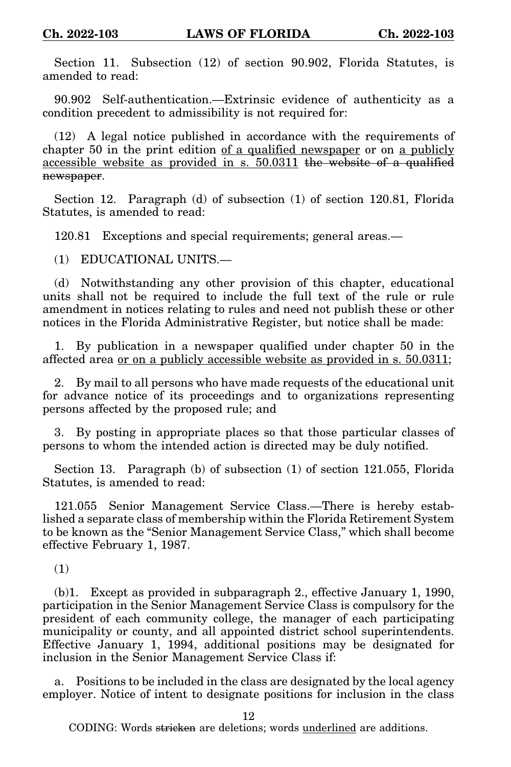Section 11. Subsection (12) of section 90.902, Florida Statutes, is amended to read:

90.902 Self-authentication.—Extrinsic evidence of authenticity as a condition precedent to admissibility is not required for:

(12) A legal notice published in accordance with the requirements of chapter 50 in the print edition <u>of a qualified newspaper</u> or on <u>a publicly accessible website as provided in s. 50.0311</u> ~~the website of a qualified newspaper~~.

Section 12. Paragraph (d) of subsection (1) of section 120.81, Florida Statutes, is amended to read:

120.81 Exceptions and special requirements; general areas.—

(1) EDUCATIONAL UNITS.—

(d) Notwithstanding any other provision of this chapter, educational units shall not be required to include the full text of the rule or rule amendment in notices relating to rules and need not publish these or other notices in the Florida Administrative Register, but notice shall be made:

1. By publication in a newspaper qualified under chapter 50 in the affected area <u>or on a publicly accessible website as provided in s. 50.0311</u>;

2. By mail to all persons who have made requests of the educational unit for advance notice of its proceedings and to organizations representing persons affected by the proposed rule; and

3. By posting in appropriate places so that those particular classes of persons to whom the intended action is directed may be duly notified.

Section 13. Paragraph (b) of subsection (1) of section 121.055, Florida Statutes, is amended to read:

121.055 Senior Management Service Class.—There is hereby established a separate class of membership within the Florida Retirement System to be known as the "Senior Management Service Class," which shall become effective February 1, 1987.

(1)

(b)1. Except as provided in subparagraph 2., effective January 1, 1990, participation in the Senior Management Service Class is compulsory for the president of each community college, the manager of each participating municipality or county, and all appointed district school superintendents. Effective January 1, 1994, additional positions may be designated for inclusion in the Senior Management Service Class if:

a. Positions to be included in the class are designated by the local agency employer. Notice of intent to designate positions for inclusion in the class

CODING: Words ~~stricken~~ are deletions; words <u>underlined</u> are additions.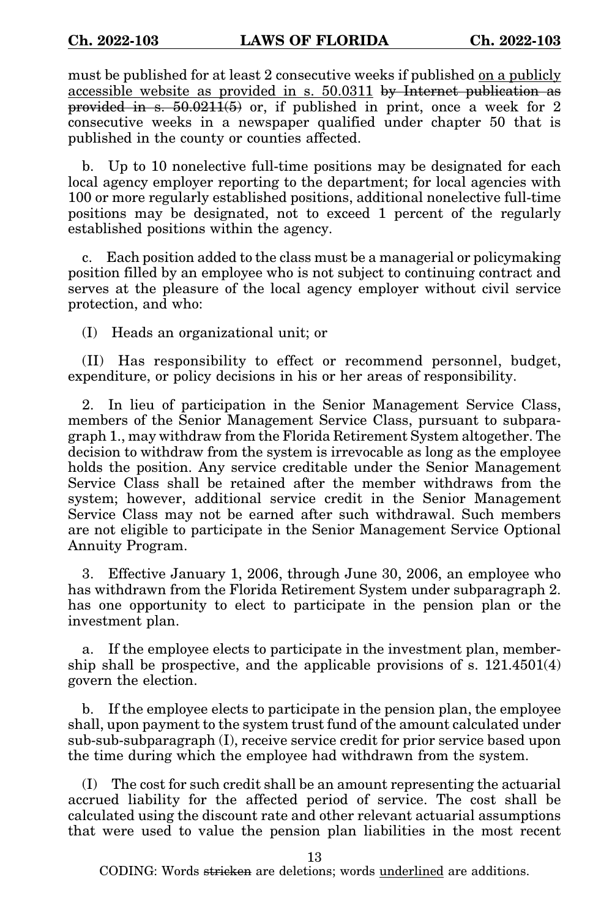must be published for at least 2 consecutive weeks if published <u>on a publicly accessible website as provided in s. 50.0311</u> ~~by Internet publication as provided in s. 50.0211(5)~~ or, if published in print, once a week for 2 consecutive weeks in a newspaper qualified under chapter 50 that is published in the county or counties affected.

b. Up to 10 nonelective full-time positions may be designated for each local agency employer reporting to the department; for local agencies with 100 or more regularly established positions, additional nonelective full-time positions may be designated, not to exceed 1 percent of the regularly established positions within the agency.

c. Each position added to the class must be a managerial or policymaking position filled by an employee who is not subject to continuing contract and serves at the pleasure of the local agency employer without civil service protection, and who:

(I) Heads an organizational unit; or

(II) Has responsibility to effect or recommend personnel, budget, expenditure, or policy decisions in his or her areas of responsibility.

2. In lieu of participation in the Senior Management Service Class, members of the Senior Management Service Class, pursuant to subparagraph 1., may withdraw from the Florida Retirement System altogether. The decision to withdraw from the system is irrevocable as long as the employee holds the position. Any service creditable under the Senior Management Service Class shall be retained after the member withdraws from the system; however, additional service credit in the Senior Management Service Class may not be earned after such withdrawal. Such members are not eligible to participate in the Senior Management Service Optional Annuity Program.

3. Effective January 1, 2006, through June 30, 2006, an employee who has withdrawn from the Florida Retirement System under subparagraph 2. has one opportunity to elect to participate in the pension plan or the investment plan.

a. If the employee elects to participate in the investment plan, membership shall be prospective, and the applicable provisions of s. 121.4501(4) govern the election.

b. If the employee elects to participate in the pension plan, the employee shall, upon payment to the system trust fund of the amount calculated under sub-sub-subparagraph (I), receive service credit for prior service based upon the time during which the employee had withdrawn from the system.

(I) The cost for such credit shall be an amount representing the actuarial accrued liability for the affected period of service. The cost shall be calculated using the discount rate and other relevant actuarial assumptions that were used to value the pension plan liabilities in the most recent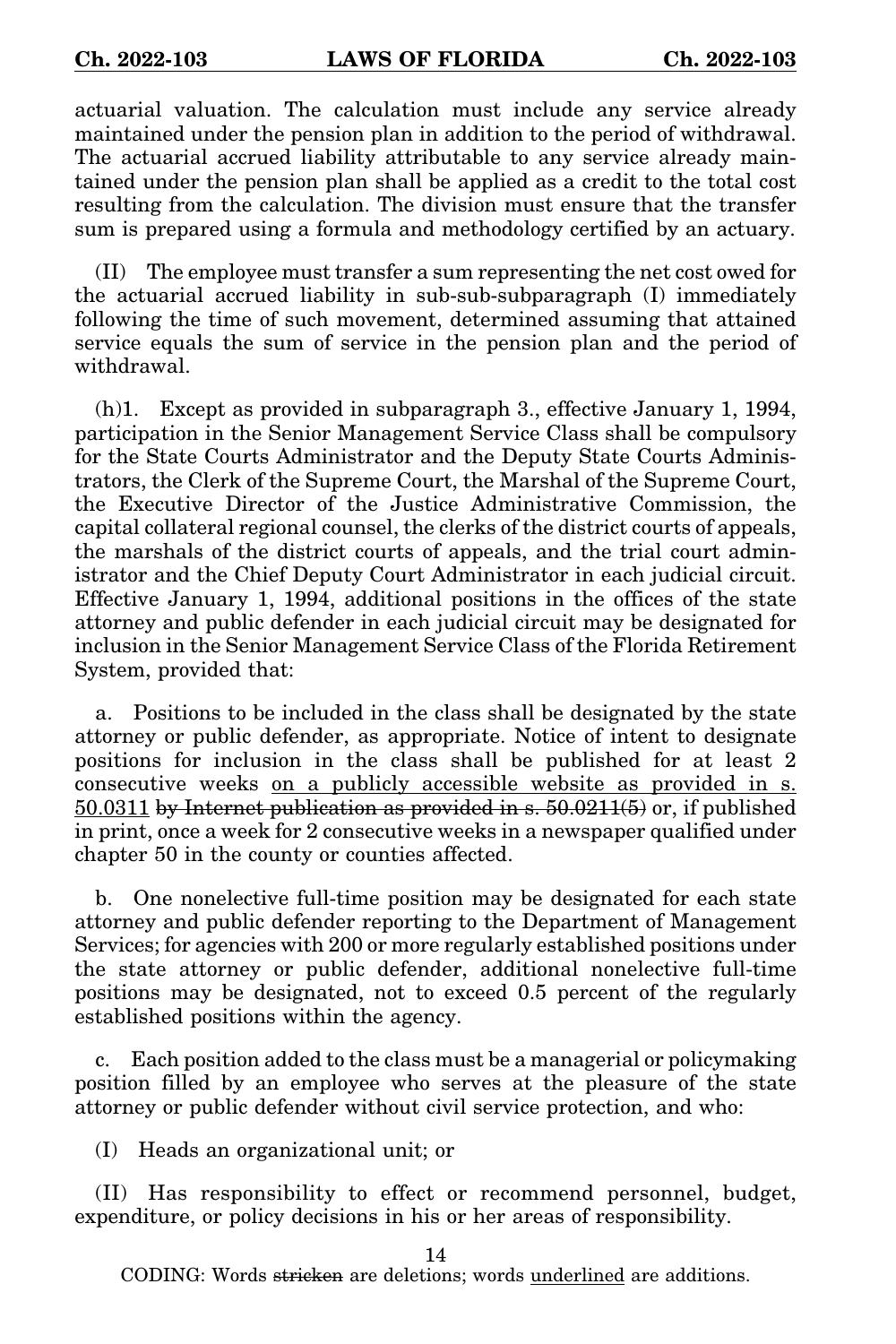actuarial valuation. The calculation must include any service already maintained under the pension plan in addition to the period of withdrawal. The actuarial accrued liability attributable to any service already maintained under the pension plan shall be applied as a credit to the total cost resulting from the calculation. The division must ensure that the transfer sum is prepared using a formula and methodology certified by an actuary.

(II) The employee must transfer a sum representing the net cost owed for the actuarial accrued liability in sub-sub-subparagraph (I) immediately following the time of such movement, determined assuming that attained service equals the sum of service in the pension plan and the period of withdrawal.

(h)1. Except as provided in subparagraph 3., effective January 1, 1994, participation in the Senior Management Service Class shall be compulsory for the State Courts Administrator and the Deputy State Courts Administrators, the Clerk of the Supreme Court, the Marshal of the Supreme Court, the Executive Director of the Justice Administrative Commission, the capital collateral regional counsel, the clerks of the district courts of appeals, the marshals of the district courts of appeals, and the trial court administrator and the Chief Deputy Court Administrator in each judicial circuit. Effective January 1, 1994, additional positions in the offices of the state attorney and public defender in each judicial circuit may be designated for inclusion in the Senior Management Service Class of the Florida Retirement System, provided that:

a. Positions to be included in the class shall be designated by the state attorney or public defender, as appropriate. Notice of intent to designate positions for inclusion in the class shall be published for at least 2 consecutive weeks <u>on a publicly accessible website as provided in s. 50.0311</u> ~~by Internet publication as provided in s. 50.0211(5)~~ or, if published in print, once a week for 2 consecutive weeks in a newspaper qualified under chapter 50 in the county or counties affected.

b. One nonelective full-time position may be designated for each state attorney and public defender reporting to the Department of Management Services; for agencies with 200 or more regularly established positions under the state attorney or public defender, additional nonelective full-time positions may be designated, not to exceed 0.5 percent of the regularly established positions within the agency.

c. Each position added to the class must be a managerial or policymaking position filled by an employee who serves at the pleasure of the state attorney or public defender without civil service protection, and who:

(I) Heads an organizational unit; or

(II) Has responsibility to effect or recommend personnel, budget, expenditure, or policy decisions in his or her areas of responsibility.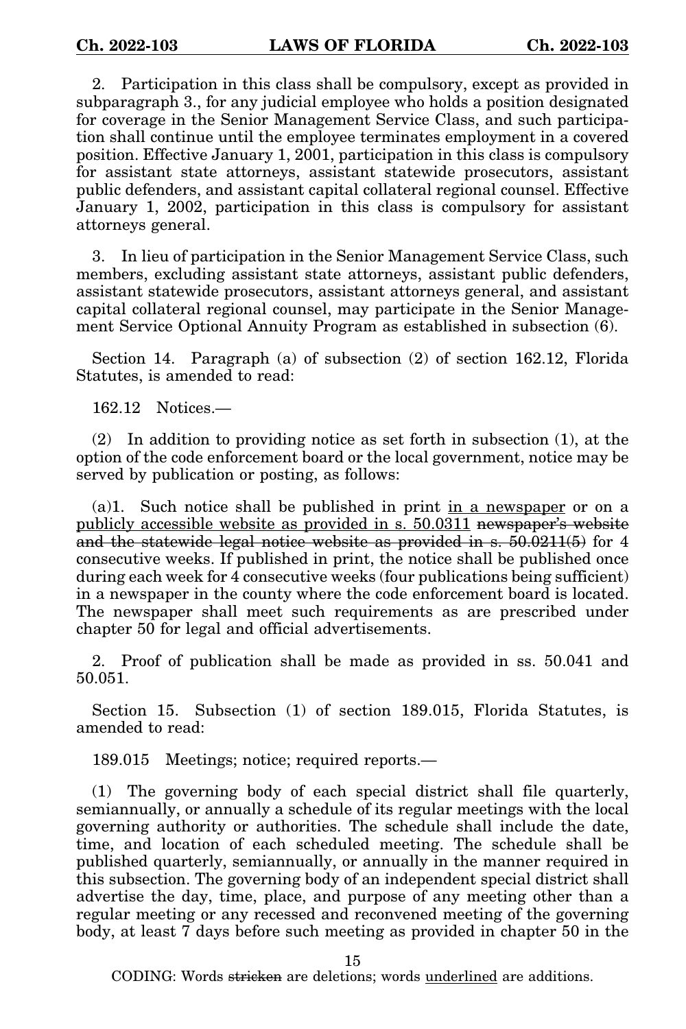2. Participation in this class shall be compulsory, except as provided in subparagraph 3., for any judicial employee who holds a position designated for coverage in the Senior Management Service Class, and such participation shall continue until the employee terminates employment in a covered position. Effective January 1, 2001, participation in this class is compulsory for assistant state attorneys, assistant statewide prosecutors, assistant public defenders, and assistant capital collateral regional counsel. Effective January 1, 2002, participation in this class is compulsory for assistant attorneys general.

3. In lieu of participation in the Senior Management Service Class, such members, excluding assistant state attorneys, assistant public defenders, assistant statewide prosecutors, assistant attorneys general, and assistant capital collateral regional counsel, may participate in the Senior Management Service Optional Annuity Program as established in subsection (6).

Section 14. Paragraph (a) of subsection (2) of section 162.12, Florida Statutes, is amended to read:

162.12 Notices.—

(2) In addition to providing notice as set forth in subsection (1), at the option of the code enforcement board or the local government, notice may be served by publication or posting, as follows:

(a)1. Such notice shall be published in print <u>in a newspaper</u> or on a <u>publicly accessible website as provided in s. 50.0311</u> ~~newspaper's website and the statewide legal notice website as provided in s. 50.0211(5)~~ for 4 consecutive weeks. If published in print, the notice shall be published once during each week for 4 consecutive weeks (four publications being sufficient) in a newspaper in the county where the code enforcement board is located. The newspaper shall meet such requirements as are prescribed under chapter 50 for legal and official advertisements.

2. Proof of publication shall be made as provided in ss. 50.041 and 50.051.

Section 15. Subsection (1) of section 189.015, Florida Statutes, is amended to read:

189.015 Meetings; notice; required reports.—

(1) The governing body of each special district shall file quarterly, semiannually, or annually a schedule of its regular meetings with the local governing authority or authorities. The schedule shall include the date, time, and location of each scheduled meeting. The schedule shall be published quarterly, semiannually, or annually in the manner required in this subsection. The governing body of an independent special district shall advertise the day, time, place, and purpose of any meeting other than a regular meeting or any recessed and reconvened meeting of the governing body, at least 7 days before such meeting as provided in chapter 50 in the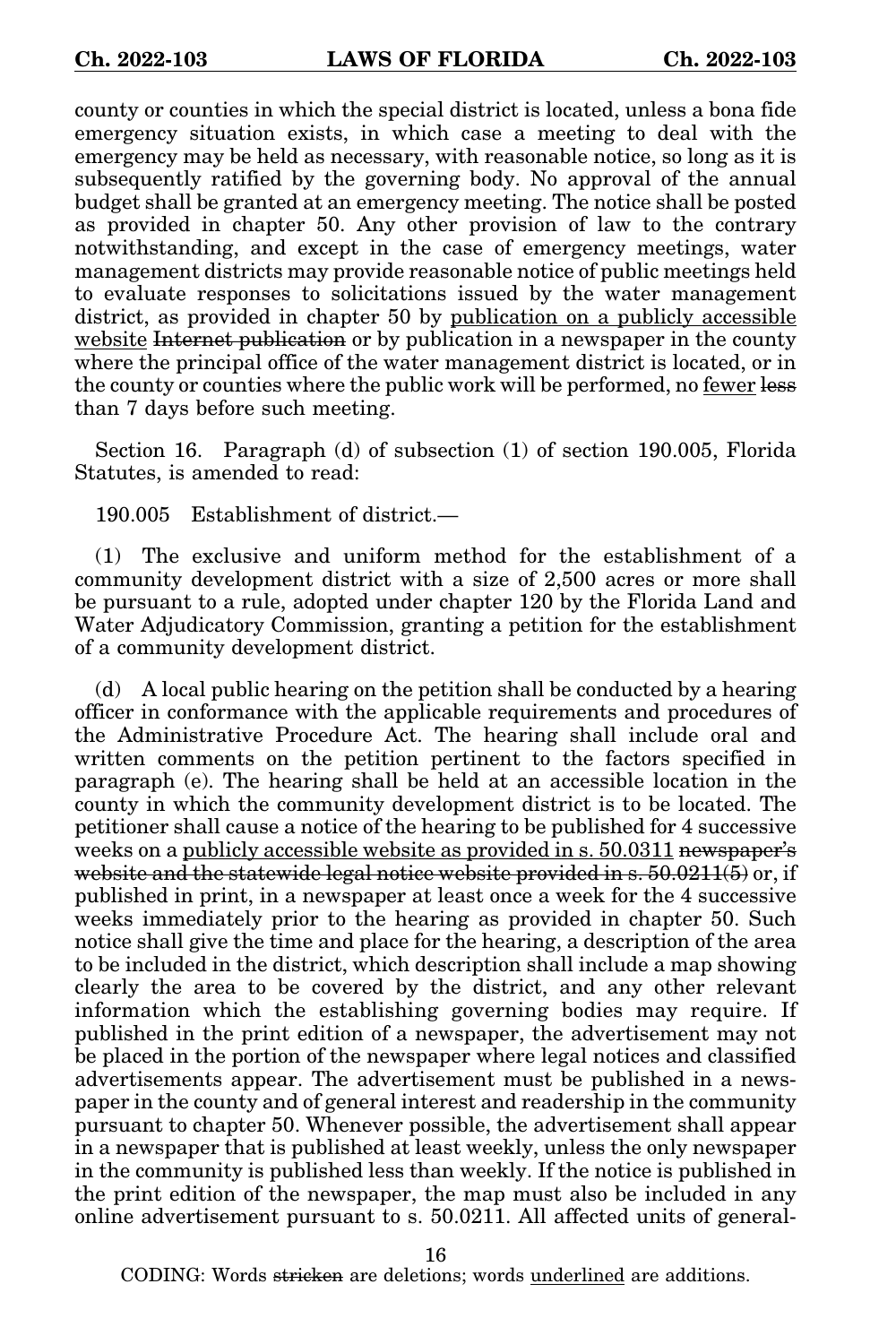county or counties in which the special district is located, unless a bona fide emergency situation exists, in which case a meeting to deal with the emergency may be held as necessary, with reasonable notice, so long as it is subsequently ratified by the governing body. No approval of the annual budget shall be granted at an emergency meeting. The notice shall be posted as provided in chapter 50. Any other provision of law to the contrary notwithstanding, and except in the case of emergency meetings, water management districts may provide reasonable notice of public meetings held to evaluate responses to solicitations issued by the water management district, as provided in chapter 50 by <u>publication on a publicly accessible website</u> ~~Internet publication~~ or by publication in a newspaper in the county where the principal office of the water management district is located, or in the county or counties where the public work will be performed, no <u>fewer</u> ~~less~~ than 7 days before such meeting.

Section 16. Paragraph (d) of subsection (1) of section 190.005, Florida Statutes, is amended to read:

190.005 Establishment of district.—

(1) The exclusive and uniform method for the establishment of a community development district with a size of 2,500 acres or more shall be pursuant to a rule, adopted under chapter 120 by the Florida Land and Water Adjudicatory Commission, granting a petition for the establishment of a community development district.

(d) A local public hearing on the petition shall be conducted by a hearing officer in conformance with the applicable requirements and procedures of the Administrative Procedure Act. The hearing shall include oral and written comments on the petition pertinent to the factors specified in paragraph (e). The hearing shall be held at an accessible location in the county in which the community development district is to be located. The petitioner shall cause a notice of the hearing to be published for 4 successive weeks on a <u>publicly accessible website as provided in s. 50.0311</u> ~~newspaper's website and the statewide legal notice website provided in s. 50.0211(5)~~ or, if published in print, in a newspaper at least once a week for the 4 successive weeks immediately prior to the hearing as provided in chapter 50. Such notice shall give the time and place for the hearing, a description of the area to be included in the district, which description shall include a map showing clearly the area to be covered by the district, and any other relevant information which the establishing governing bodies may require. If published in the print edition of a newspaper, the advertisement may not be placed in the portion of the newspaper where legal notices and classified advertisements appear. The advertisement must be published in a newspaper in the county and of general interest and readership in the community pursuant to chapter 50. Whenever possible, the advertisement shall appear in a newspaper that is published at least weekly, unless the only newspaper in the community is published less than weekly. If the notice is published in the print edition of the newspaper, the map must also be included in any online advertisement pursuant to s. 50.0211. All affected units of general-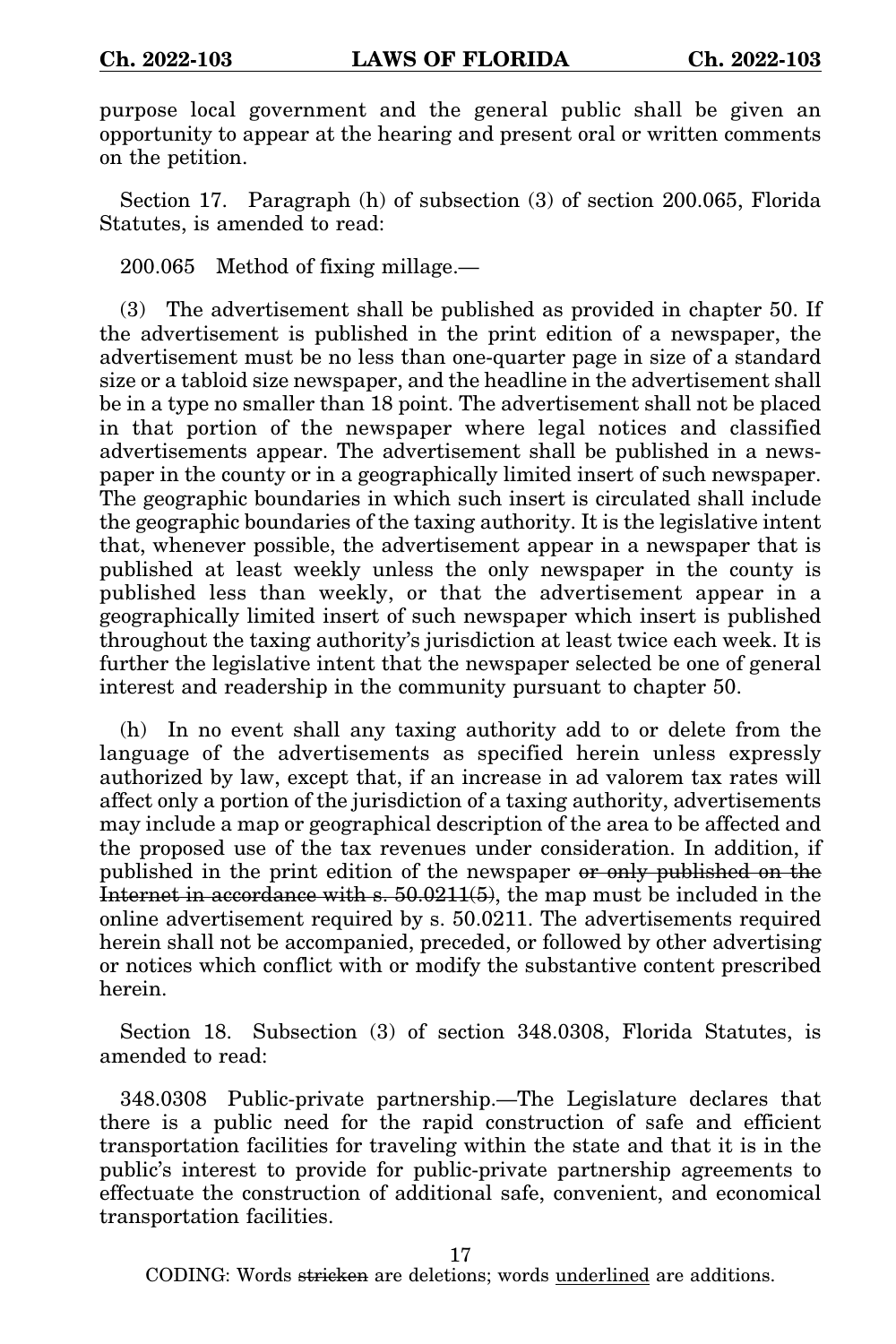purpose local government and the general public shall be given an opportunity to appear at the hearing and present oral or written comments on the petition.

Section 17. Paragraph (h) of subsection (3) of section 200.065, Florida Statutes, is amended to read:

200.065 Method of fixing millage.—

(3) The advertisement shall be published as provided in chapter 50. If the advertisement is published in the print edition of a newspaper, the advertisement must be no less than one-quarter page in size of a standard size or a tabloid size newspaper, and the headline in the advertisement shall be in a type no smaller than 18 point. The advertisement shall not be placed in that portion of the newspaper where legal notices and classified advertisements appear. The advertisement shall be published in a newspaper in the county or in a geographically limited insert of such newspaper. The geographic boundaries in which such insert is circulated shall include the geographic boundaries of the taxing authority. It is the legislative intent that, whenever possible, the advertisement appear in a newspaper that is published at least weekly unless the only newspaper in the county is published less than weekly, or that the advertisement appear in a geographically limited insert of such newspaper which insert is published throughout the taxing authority's jurisdiction at least twice each week. It is further the legislative intent that the newspaper selected be one of general interest and readership in the community pursuant to chapter 50.

(h) In no event shall any taxing authority add to or delete from the language of the advertisements as specified herein unless expressly authorized by law, except that, if an increase in ad valorem tax rates will affect only a portion of the jurisdiction of a taxing authority, advertisements may include a map or geographical description of the area to be affected and the proposed use of the tax revenues under consideration. In addition, if published in the print edition of the newspaper ~~or only published on the Internet in accordance with s. 50.0211(5)~~, the map must be included in the online advertisement required by s. 50.0211. The advertisements required herein shall not be accompanied, preceded, or followed by other advertising or notices which conflict with or modify the substantive content prescribed herein.

Section 18. Subsection (3) of section 348.0308, Florida Statutes, is amended to read:

348.0308 Public-private partnership.—The Legislature declares that there is a public need for the rapid construction of safe and efficient transportation facilities for traveling within the state and that it is in the public's interest to provide for public-private partnership agreements to effectuate the construction of additional safe, convenient, and economical transportation facilities.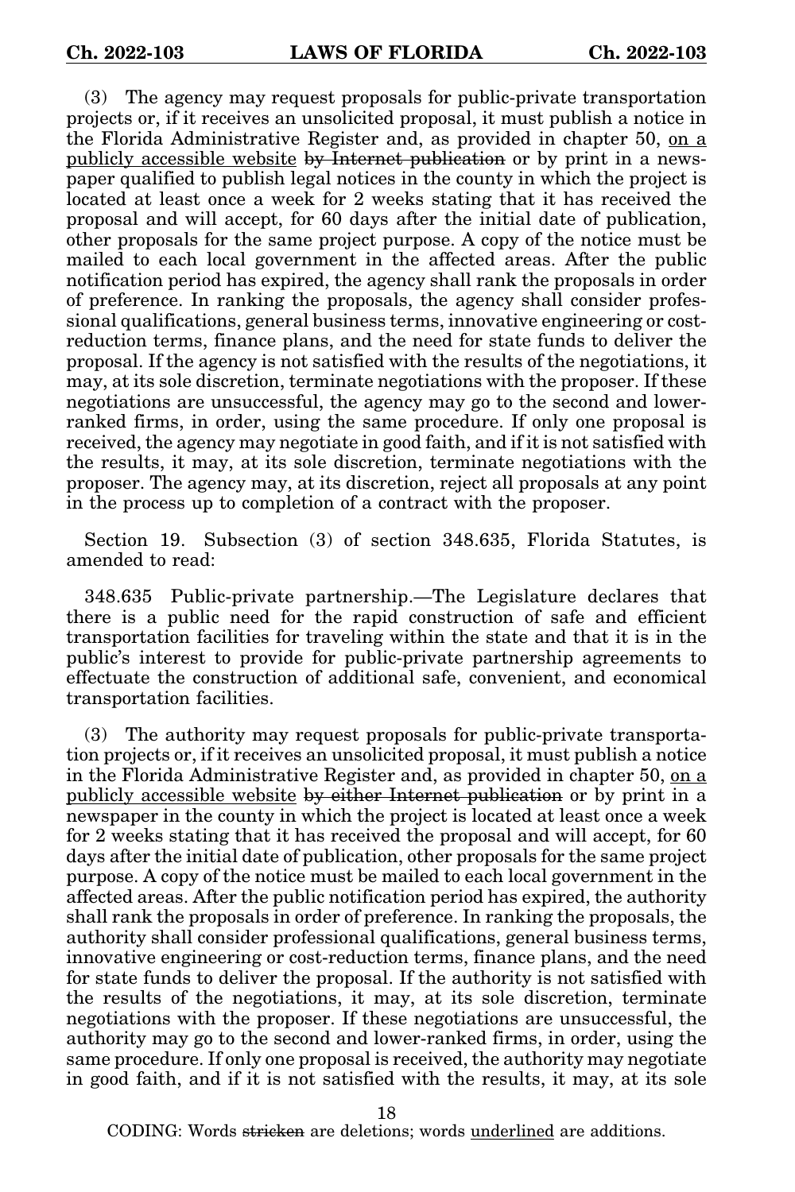(3) The agency may request proposals for public-private transportation projects or, if it receives an unsolicited proposal, it must publish a notice in the Florida Administrative Register and, as provided in chapter 50, <u>on a publicly accessible website</u> ~~by Internet publication~~ or by print in a newspaper qualified to publish legal notices in the county in which the project is located at least once a week for 2 weeks stating that it has received the proposal and will accept, for 60 days after the initial date of publication, other proposals for the same project purpose. A copy of the notice must be mailed to each local government in the affected areas. After the public notification period has expired, the agency shall rank the proposals in order of preference. In ranking the proposals, the agency shall consider professional qualifications, general business terms, innovative engineering or cost-reduction terms, finance plans, and the need for state funds to deliver the proposal. If the agency is not satisfied with the results of the negotiations, it may, at its sole discretion, terminate negotiations with the proposer. If these negotiations are unsuccessful, the agency may go to the second and lower-ranked firms, in order, using the same procedure. If only one proposal is received, the agency may negotiate in good faith, and if it is not satisfied with the results, it may, at its sole discretion, terminate negotiations with the proposer. The agency may, at its discretion, reject all proposals at any point in the process up to completion of a contract with the proposer.

Section 19. Subsection (3) of section 348.635, Florida Statutes, is amended to read:

348.635 Public-private partnership.—The Legislature declares that there is a public need for the rapid construction of safe and efficient transportation facilities for traveling within the state and that it is in the public's interest to provide for public-private partnership agreements to effectuate the construction of additional safe, convenient, and economical transportation facilities.

(3) The authority may request proposals for public-private transportation projects or, if it receives an unsolicited proposal, it must publish a notice in the Florida Administrative Register and, as provided in chapter 50, <u>on a publicly accessible website</u> ~~by either Internet publication~~ or by print in a newspaper in the county in which the project is located at least once a week for 2 weeks stating that it has received the proposal and will accept, for 60 days after the initial date of publication, other proposals for the same project purpose. A copy of the notice must be mailed to each local government in the affected areas. After the public notification period has expired, the authority shall rank the proposals in order of preference. In ranking the proposals, the authority shall consider professional qualifications, general business terms, innovative engineering or cost-reduction terms, finance plans, and the need for state funds to deliver the proposal. If the authority is not satisfied with the results of the negotiations, it may, at its sole discretion, terminate negotiations with the proposer. If these negotiations are unsuccessful, the authority may go to the second and lower-ranked firms, in order, using the same procedure. If only one proposal is received, the authority may negotiate in good faith, and if it is not satisfied with the results, it may, at its sole

CODING: Words ~~stricken~~ are deletions; words <u>underlined</u> are additions.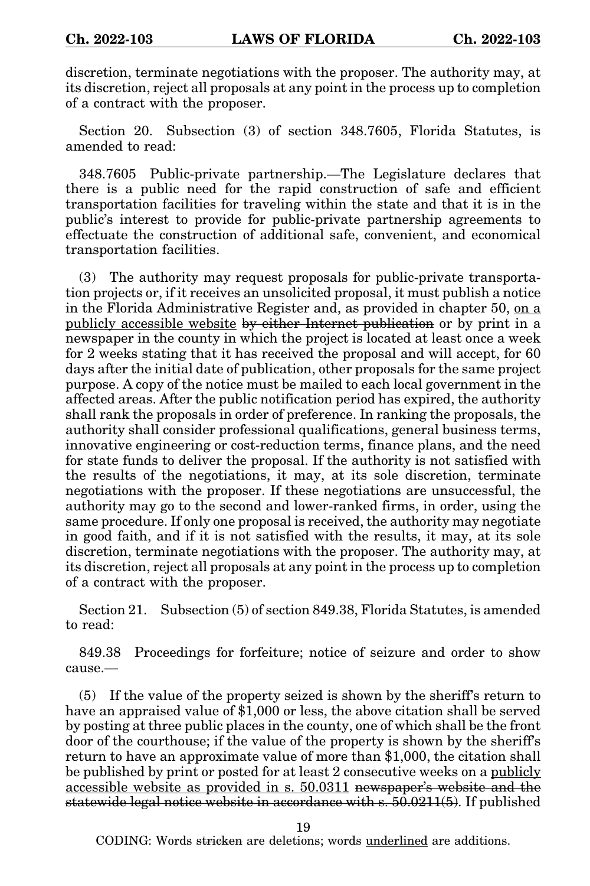discretion, terminate negotiations with the proposer. The authority may, at its discretion, reject all proposals at any point in the process up to completion of a contract with the proposer.

Section 20. Subsection (3) of section 348.7605, Florida Statutes, is amended to read:

348.7605 Public-private partnership.—The Legislature declares that there is a public need for the rapid construction of safe and efficient transportation facilities for traveling within the state and that it is in the public's interest to provide for public-private partnership agreements to effectuate the construction of additional safe, convenient, and economical transportation facilities.

(3) The authority may request proposals for public-private transportation projects or, if it receives an unsolicited proposal, it must publish a notice in the Florida Administrative Register and, as provided in chapter 50, <u>on a publicly accessible website</u> ~~by either Internet publication~~ or by print in a newspaper in the county in which the project is located at least once a week for 2 weeks stating that it has received the proposal and will accept, for 60 days after the initial date of publication, other proposals for the same project purpose. A copy of the notice must be mailed to each local government in the affected areas. After the public notification period has expired, the authority shall rank the proposals in order of preference. In ranking the proposals, the authority shall consider professional qualifications, general business terms, innovative engineering or cost-reduction terms, finance plans, and the need for state funds to deliver the proposal. If the authority is not satisfied with the results of the negotiations, it may, at its sole discretion, terminate negotiations with the proposer. If these negotiations are unsuccessful, the authority may go to the second and lower-ranked firms, in order, using the same procedure. If only one proposal is received, the authority may negotiate in good faith, and if it is not satisfied with the results, it may, at its sole discretion, terminate negotiations with the proposer. The authority may, at its discretion, reject all proposals at any point in the process up to completion of a contract with the proposer.

Section 21. Subsection (5) of section 849.38, Florida Statutes, is amended to read:

849.38 Proceedings for forfeiture; notice of seizure and order to show cause.—

(5) If the value of the property seized is shown by the sheriff's return to have an appraised value of $1,000 or less, the above citation shall be served by posting at three public places in the county, one of which shall be the front door of the courthouse; if the value of the property is shown by the sheriff's return to have an approximate value of more than $1,000, the citation shall be published by print or posted for at least 2 consecutive weeks on a <u>publicly accessible website as provided in s. 50.0311</u> ~~newspaper's website and the statewide legal notice website in accordance with s. 50.0211(5)~~. If published

CODING: Words ~~stricken~~ are deletions; words <u>underlined</u> are additions.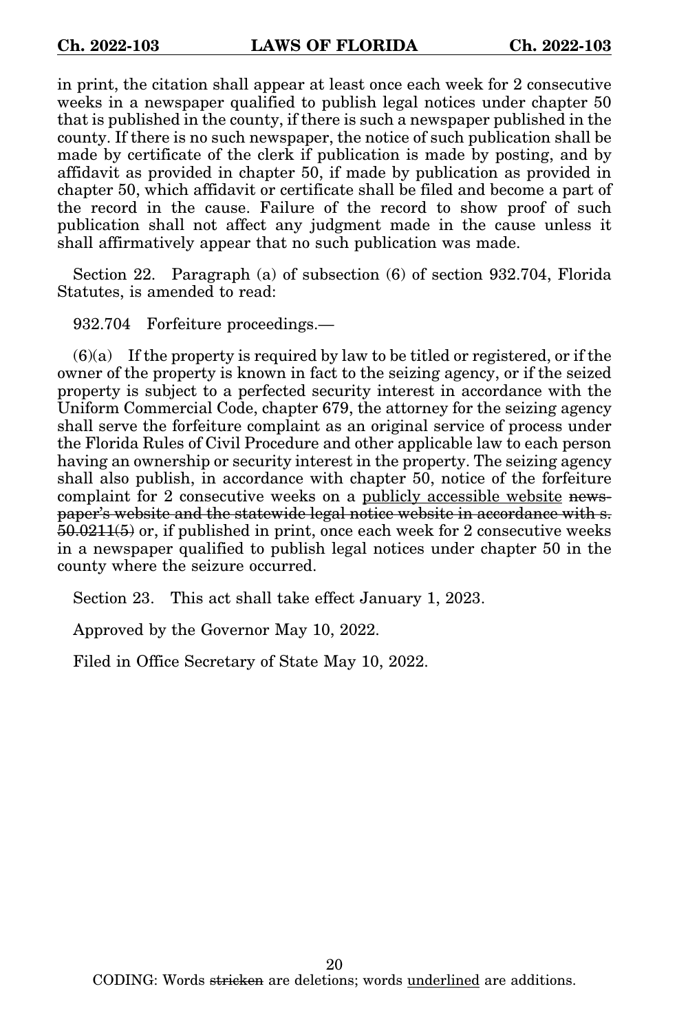in print, the citation shall appear at least once each week for 2 consecutive weeks in a newspaper qualified to publish legal notices under chapter 50 that is published in the county, if there is such a newspaper published in the county. If there is no such newspaper, the notice of such publication shall be made by certificate of the clerk if publication is made by posting, and by affidavit as provided in chapter 50, if made by publication as provided in chapter 50, which affidavit or certificate shall be filed and become a part of the record in the cause. Failure of the record to show proof of such publication shall not affect any judgment made in the cause unless it shall affirmatively appear that no such publication was made.

Section 22. Paragraph (a) of subsection (6) of section 932.704, Florida Statutes, is amended to read:

932.704 Forfeiture proceedings.—

(6)(a) If the property is required by law to be titled or registered, or if the owner of the property is known in fact to the seizing agency, or if the seized property is subject to a perfected security interest in accordance with the Uniform Commercial Code, chapter 679, the attorney for the seizing agency shall serve the forfeiture complaint as an original service of process under the Florida Rules of Civil Procedure and other applicable law to each person having an ownership or security interest in the property. The seizing agency shall also publish, in accordance with chapter 50, notice of the forfeiture complaint for 2 consecutive weeks on a <u>publicly accessible website</u> ~~newspaper's website and the statewide legal notice website in accordance with s. 50.0211(5)~~ or, if published in print, once each week for 2 consecutive weeks in a newspaper qualified to publish legal notices under chapter 50 in the county where the seizure occurred.

Section 23. This act shall take effect January 1, 2023.

Approved by the Governor May 10, 2022.

Filed in Office Secretary of State May 10, 2022.